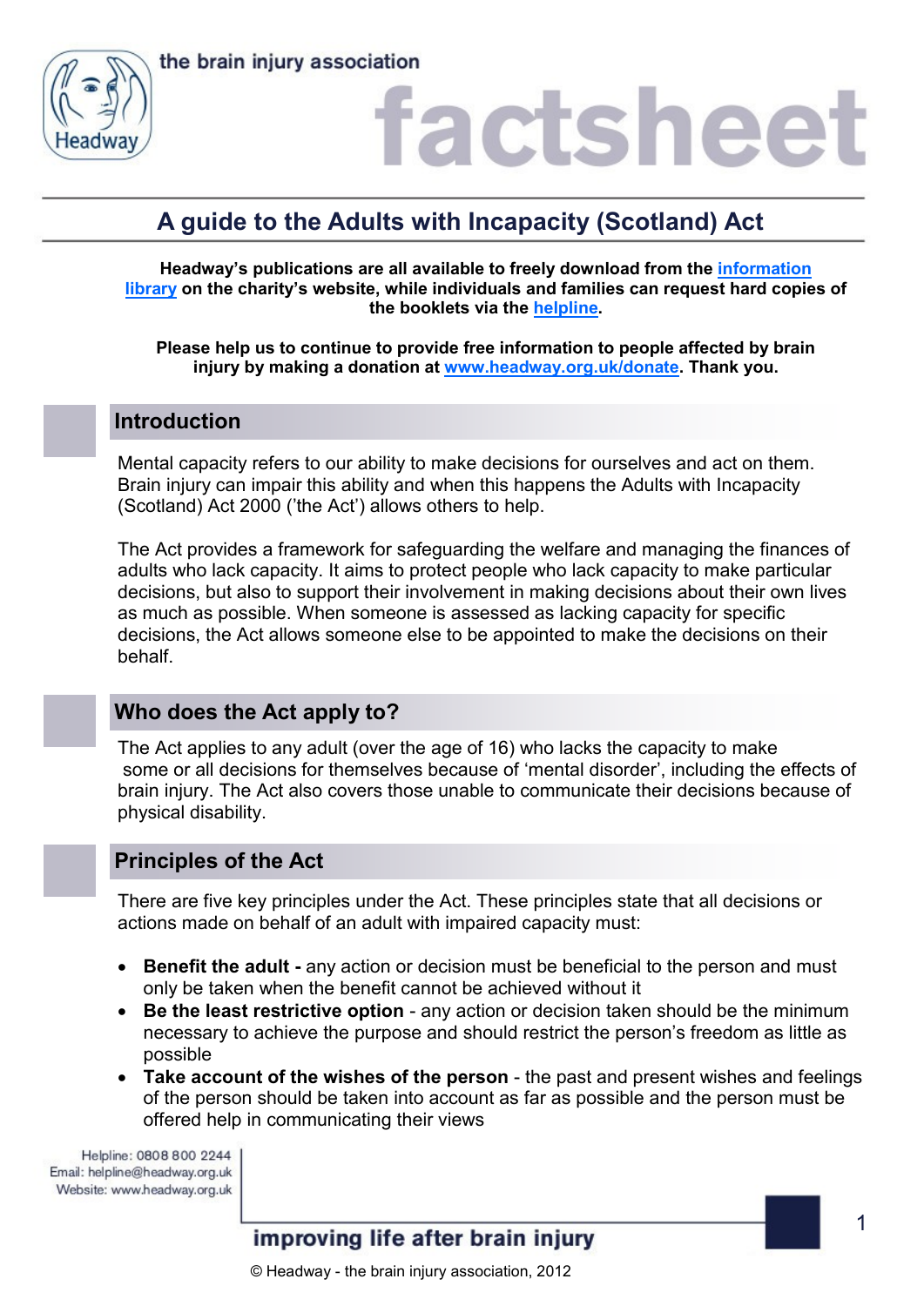the brain injury association

# factsheet

## A guide to the Adults with Incapacity (Scotland) Act

**Headway's publications are all available to freely download from the information library on the charity's website, while individuals and families can request hard copies of the booklets via the helpline.**

**Please help us to continue to provide free information to people affected by brain injury by making a donation at www.headway.org.uk/donate. Thank you.**

## Introduction

Mental capacity refers to our ability to make decisions for ourselves and act on them. Brain injury can impair this ability and when this happens the Adults with Incapacity (Scotland) Act 2000 ('the Act') allows others to help.

The Act provides a framework for safeguarding the welfare and managing the finances of adults who lack capacity. It aims to protect people who lack capacity to make particular decisions, but also to support their involvement in making decisions about their own lives as much as possible. When someone is assessed as lacking capacity for specific decisions, the Act allows someone else to be appointed to make the decisions on their behalf.

## Who does the Act apply to?

The Act applies to any adult (over the age of 16) who lacks the capacity to make some or all decisions for themselves because of 'mental disorder', including the effects of brain injury. The Act also covers those unable to communicate their decisions because of physical disability.

## Principles of the Act

There are five key principles under the Act. These principles state that all decisions or actions made on behalf of an adult with impaired capacity must:

- **Benefit the adult -** any action or decision must be beneficial to the person and must only be taken when the benefit cannot be achieved without it
- **Be the least restrictive option** - any action or decision taken should be the minimum necessary to achieve the purpose and should restrict the person's freedom as little as possible
- **Take account of the wishes of the person** - the past and present wishes and feelings of the person should be taken into account as far as possible and the person must be offered help in communicating their views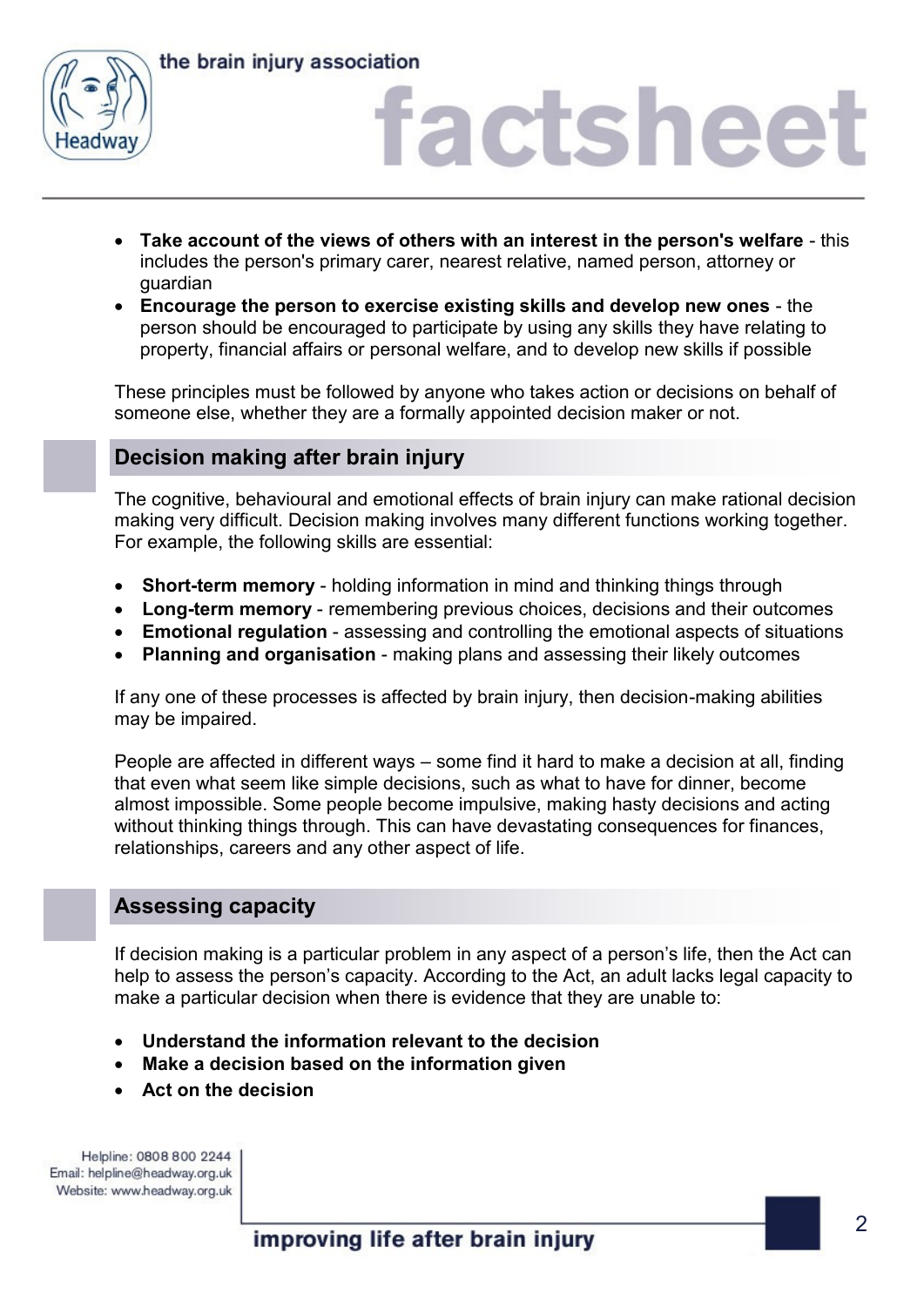- **Take account of the views of others with an interest in the person's welfare** - this includes the person's primary carer, nearest relative, named person, attorney or guardian
- **Encourage the person to exercise existing skills and develop new ones** - the person should be encouraged to participate by using any skills they have relating to property, financial affairs or personal welfare, and to develop new skills if possible

These principles must be followed by anyone who takes action or decisions on behalf of someone else, whether they are a formally appointed decision maker or not.

## Decision making after brain injury

The cognitive, behavioural and emotional effects of brain injury can make rational decision making very difficult. Decision making involves many different functions working together. For example, the following skills are essential:

- **Short-term memory** - holding information in mind and thinking things through
- **Long-term memory** - remembering previous choices, decisions and their outcomes
- **Emotional regulation** - assessing and controlling the emotional aspects of situations
- **Planning and organisation** - making plans and assessing their likely outcomes

If any one of these processes is affected by brain injury, then decision-making abilities may be impaired.

People are affected in different ways – some find it hard to make a decision at all, finding that even what seem like simple decisions, such as what to have for dinner, become almost impossible. Some people become impulsive, making hasty decisions and acting without thinking things through. This can have devastating consequences for finances, relationships, careers and any other aspect of life.

## Assessing capacity

If decision making is a particular problem in any aspect of a person's life, then the Act can help to assess the person's capacity. According to the Act, an adult lacks legal capacity to make a particular decision when there is evidence that they are unable to:

- **Understand the information relevant to the decision**
- **Make a decision based on the information given**
- **Act on the decision**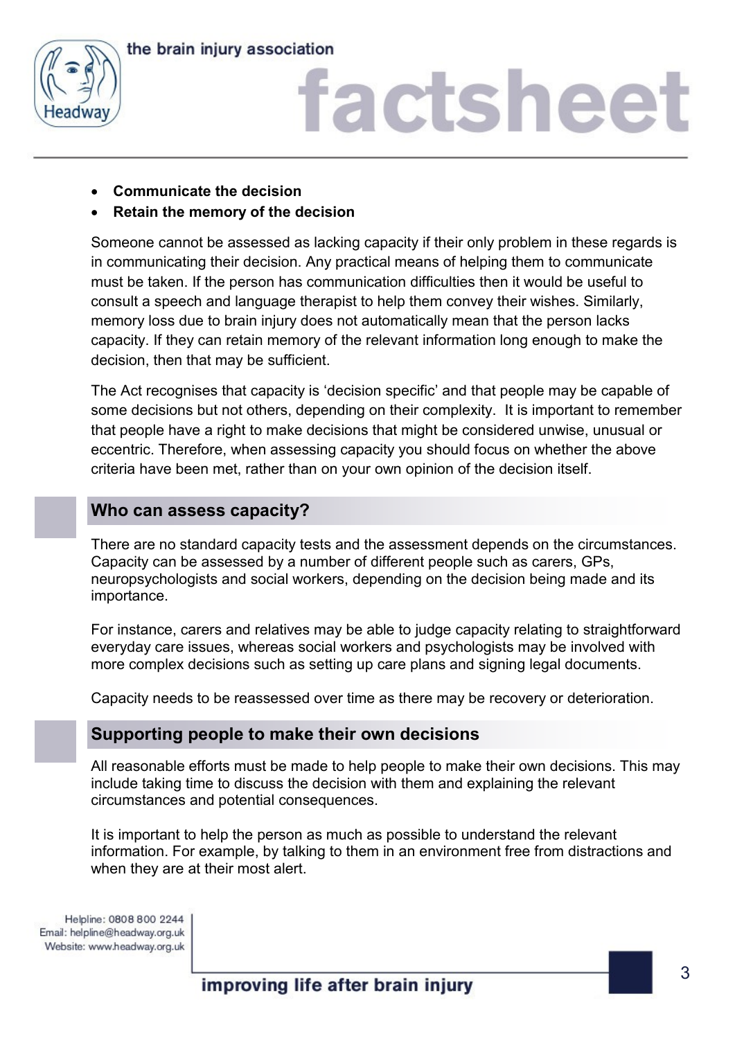- **Communicate the decision**
- **Retain the memory of the decision**

Someone cannot be assessed as lacking capacity if their only problem in these regards is in communicating their decision. Any practical means of helping them to communicate must be taken. If the person has communication difficulties then it would be useful to consult a speech and language therapist to help them convey their wishes. Similarly, memory loss due to brain injury does not automatically mean that the person lacks capacity. If they can retain memory of the relevant information long enough to make the decision, then that may be sufficient.

The Act recognises that capacity is 'decision specific' and that people may be capable of some decisions but not others, depending on their complexity. It is important to remember that people have a right to make decisions that might be considered unwise, unusual or eccentric. Therefore, when assessing capacity you should focus on whether the above criteria have been met, rather than on your own opinion of the decision itself.

## Who can assess capacity?

There are no standard capacity tests and the assessment depends on the circumstances. Capacity can be assessed by a number of different people such as carers, GPs, neuropsychologists and social workers, depending on the decision being made and its importance.

For instance, carers and relatives may be able to judge capacity relating to straightforward everyday care issues, whereas social workers and psychologists may be involved with more complex decisions such as setting up care plans and signing legal documents.

Capacity needs to be reassessed over time as there may be recovery or deterioration.

## Supporting people to make their own decisions

All reasonable efforts must be made to help people to make their own decisions. This may include taking time to discuss the decision with them and explaining the relevant circumstances and potential consequences.

It is important to help the person as much as possible to understand the relevant information. For example, by talking to them in an environment free from distractions and when they are at their most alert.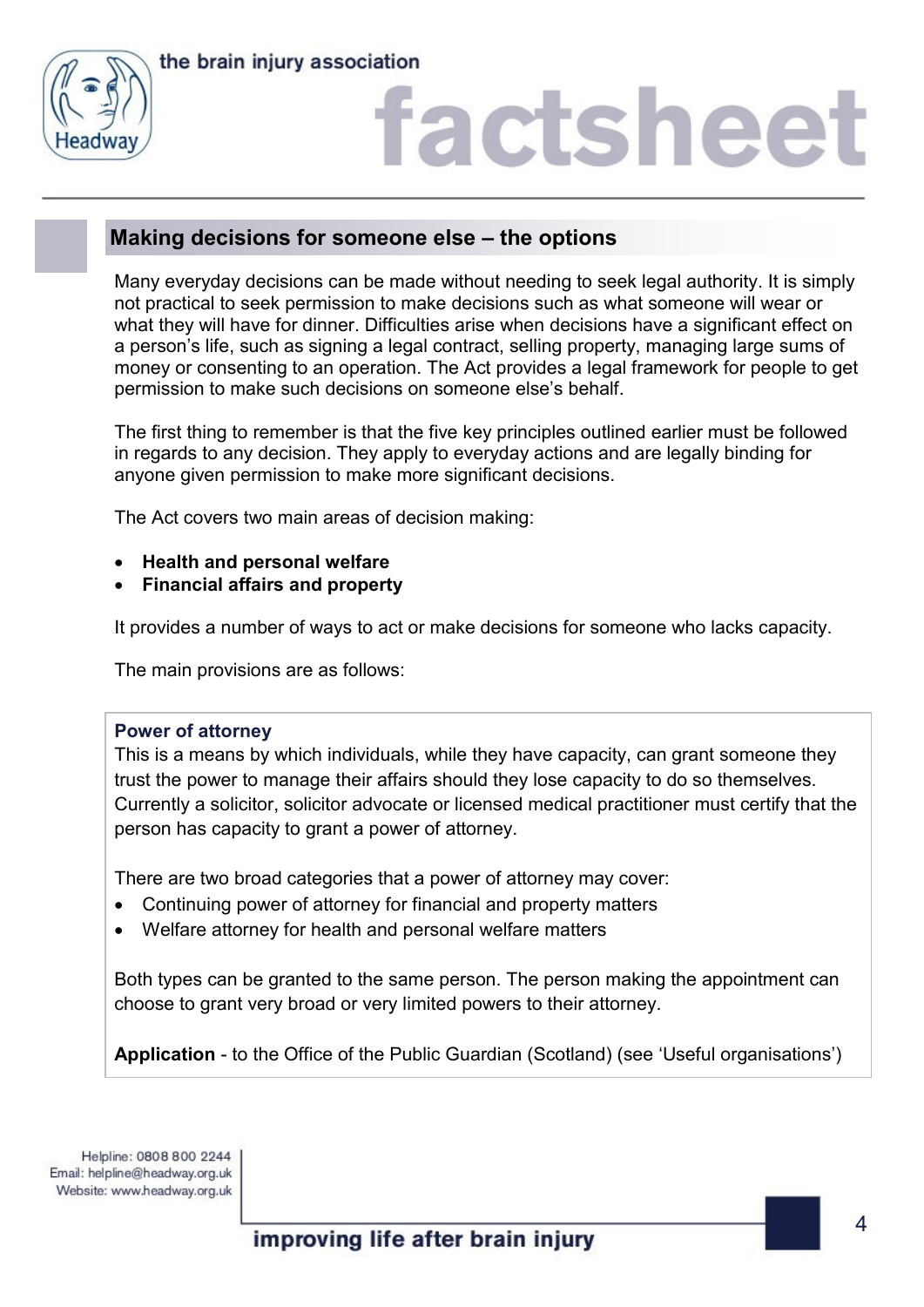## Making decisions for someone else – the options

Many everyday decisions can be made without needing to seek legal authority. It is simply not practical to seek permission to make decisions such as what someone will wear or what they will have for dinner. Difficulties arise when decisions have a significant effect on a person's life, such as signing a legal contract, selling property, managing large sums of money or consenting to an operation. The Act provides a legal framework for people to get permission to make such decisions on someone else's behalf.

The first thing to remember is that the five key principles outlined earlier must be followed in regards to any decision. They apply to everyday actions and are legally binding for anyone given permission to make more significant decisions.

The Act covers two main areas of decision making:

- **Health and personal welfare**
- **Financial affairs and property**

It provides a number of ways to act or make decisions for someone who lacks capacity.

The main provisions are as follows:

### Power of attorney

This is a means by which individuals, while they have capacity, can grant someone they trust the power to manage their affairs should they lose capacity to do so themselves. Currently a solicitor, solicitor advocate or licensed medical practitioner must certify that the person has capacity to grant a power of attorney.

There are two broad categories that a power of attorney may cover:

- Continuing power of attorney for financial and property matters
- Welfare attorney for health and personal welfare matters

Both types can be granted to the same person. The person making the appointment can choose to grant very broad or very limited powers to their attorney.

**Application** - to the Office of the Public Guardian (Scotland) (see 'Useful organisations')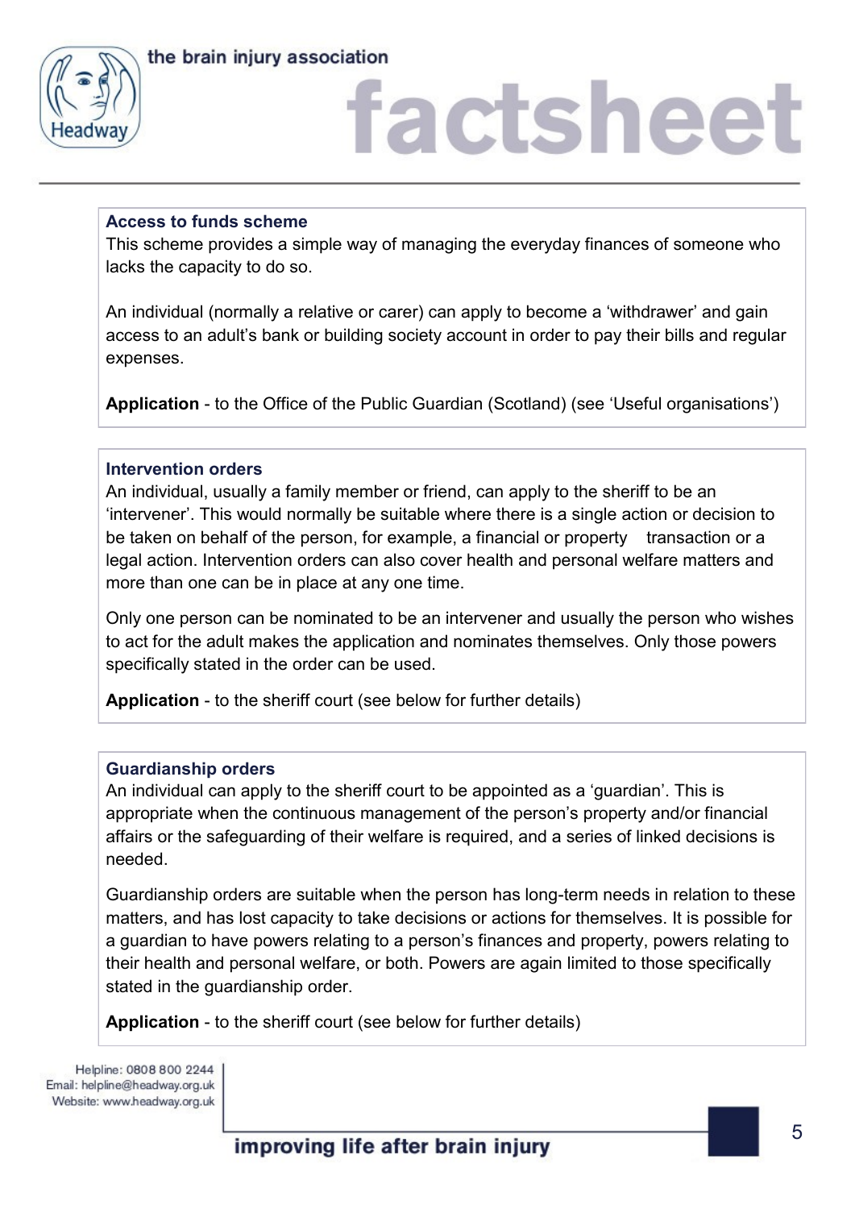### Access to funds scheme

This scheme provides a simple way of managing the everyday finances of someone who lacks the capacity to do so.

An individual (normally a relative or carer) can apply to become a 'withdrawer' and gain access to an adult's bank or building society account in order to pay their bills and regular expenses.

**Application** - to the Office of the Public Guardian (Scotland) (see 'Useful organisations')

### Intervention orders

An individual, usually a family member or friend, can apply to the sheriff to be an 'intervener'. This would normally be suitable where there is a single action or decision to be taken on behalf of the person, for example, a financial or property transaction or a legal action. Intervention orders can also cover health and personal welfare matters and more than one can be in place at any one time.

Only one person can be nominated to be an intervener and usually the person who wishes to act for the adult makes the application and nominates themselves. Only those powers specifically stated in the order can be used.

**Application** - to the sheriff court (see below for further details)

### Guardianship orders

An individual can apply to the sheriff court to be appointed as a 'guardian'. This is appropriate when the continuous management of the person's property and/or financial affairs or the safeguarding of their welfare is required, and a series of linked decisions is needed.

Guardianship orders are suitable when the person has long-term needs in relation to these matters, and has lost capacity to take decisions or actions for themselves. It is possible for a guardian to have powers relating to a person's finances and property, powers relating to their health and personal welfare, or both. Powers are again limited to those specifically stated in the guardianship order.

**Application** - to the sheriff court (see below for further details)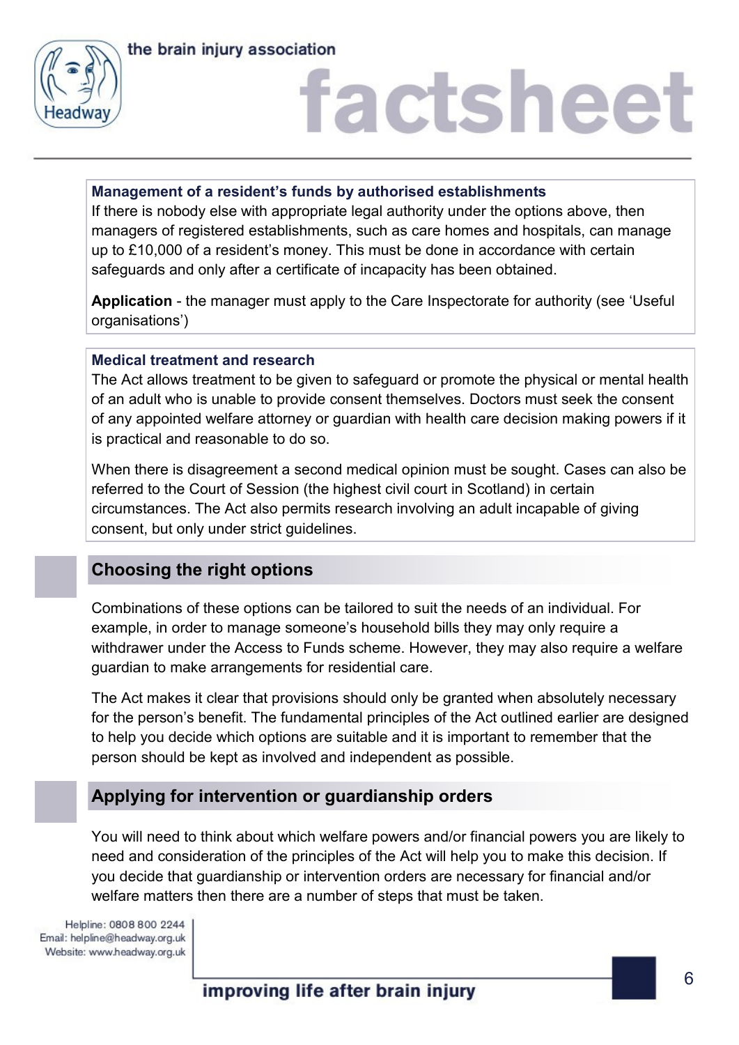### Management of a resident's funds by authorised establishments

If there is nobody else with appropriate legal authority under the options above, then managers of registered establishments, such as care homes and hospitals, can manage up to £10,000 of a resident's money. This must be done in accordance with certain safeguards and only after a certificate of incapacity has been obtained.

**Application** - the manager must apply to the Care Inspectorate for authority (see 'Useful organisations')

### Medical treatment and research

The Act allows treatment to be given to safeguard or promote the physical or mental health of an adult who is unable to provide consent themselves. Doctors must seek the consent of any appointed welfare attorney or guardian with health care decision making powers if it is practical and reasonable to do so.

When there is disagreement a second medical opinion must be sought. Cases can also be referred to the Court of Session (the highest civil court in Scotland) in certain circumstances. The Act also permits research involving an adult incapable of giving consent, but only under strict guidelines.

## Choosing the right options

Combinations of these options can be tailored to suit the needs of an individual. For example, in order to manage someone's household bills they may only require a withdrawer under the Access to Funds scheme. However, they may also require a welfare guardian to make arrangements for residential care.

The Act makes it clear that provisions should only be granted when absolutely necessary for the person's benefit. The fundamental principles of the Act outlined earlier are designed to help you decide which options are suitable and it is important to remember that the person should be kept as involved and independent as possible.

## Applying for intervention or guardianship orders

You will need to think about which welfare powers and/or financial powers you are likely to need and consideration of the principles of the Act will help you to make this decision. If you decide that guardianship or intervention orders are necessary for financial and/or welfare matters then there are a number of steps that must be taken.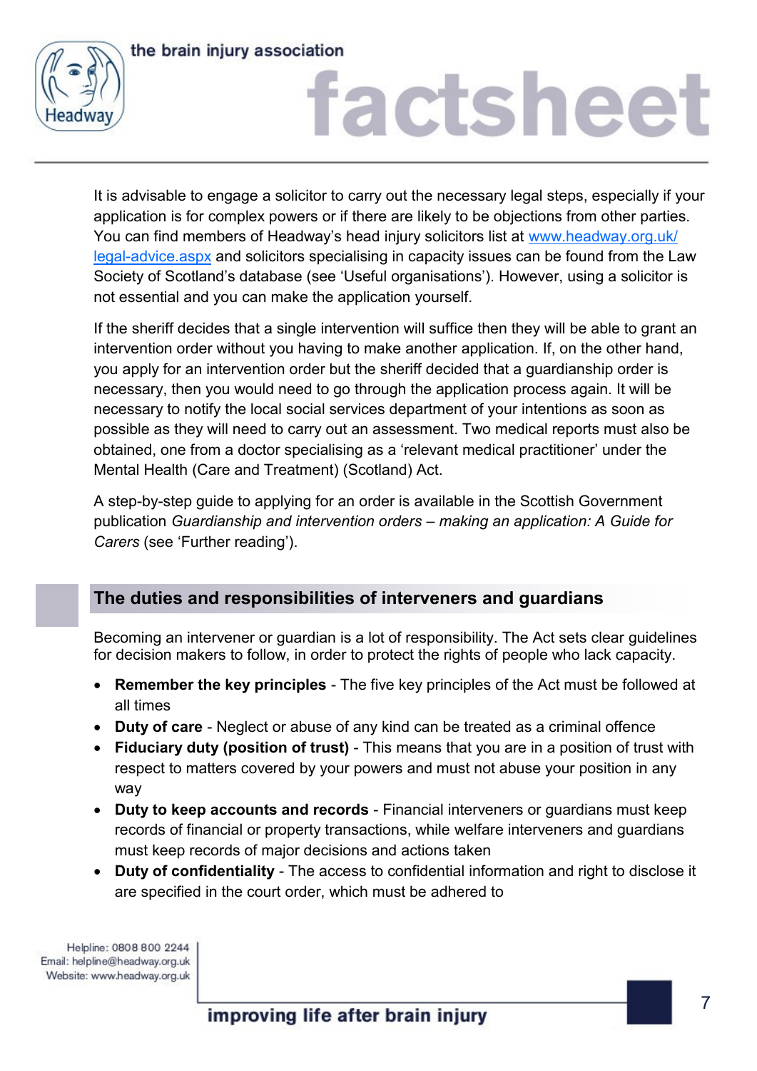It is advisable to engage a solicitor to carry out the necessary legal steps, especially if your application is for complex powers or if there are likely to be objections from other parties. You can find members of Headway's head injury solicitors list at [www.headway.org.uk/legal-advice.aspx](www.headway.org.uk/legal-advice.aspx) and solicitors specialising in capacity issues can be found from the Law Society of Scotland's database (see 'Useful organisations'). However, using a solicitor is not essential and you can make the application yourself.

If the sheriff decides that a single intervention will suffice then they will be able to grant an intervention order without you having to make another application. If, on the other hand, you apply for an intervention order but the sheriff decided that a guardianship order is necessary, then you would need to go through the application process again. It will be necessary to notify the local social services department of your intentions as soon as possible as they will need to carry out an assessment. Two medical reports must also be obtained, one from a doctor specialising as a 'relevant medical practitioner' under the Mental Health (Care and Treatment) (Scotland) Act.

A step-by-step guide to applying for an order is available in the Scottish Government publication *Guardianship and intervention orders – making an application: A Guide for Carers* (see 'Further reading').

## The duties and responsibilities of interveners and guardians

Becoming an intervener or guardian is a lot of responsibility. The Act sets clear guidelines for decision makers to follow, in order to protect the rights of people who lack capacity.

- **Remember the key principles** - The five key principles of the Act must be followed at all times
- **Duty of care** - Neglect or abuse of any kind can be treated as a criminal offence
- **Fiduciary duty (position of trust)** - This means that you are in a position of trust with respect to matters covered by your powers and must not abuse your position in any way
- **Duty to keep accounts and records** - Financial interveners or guardians must keep records of financial or property transactions, while welfare interveners and guardians must keep records of major decisions and actions taken
- **Duty of confidentiality** - The access to confidential information and right to disclose it are specified in the court order, which must be adhered to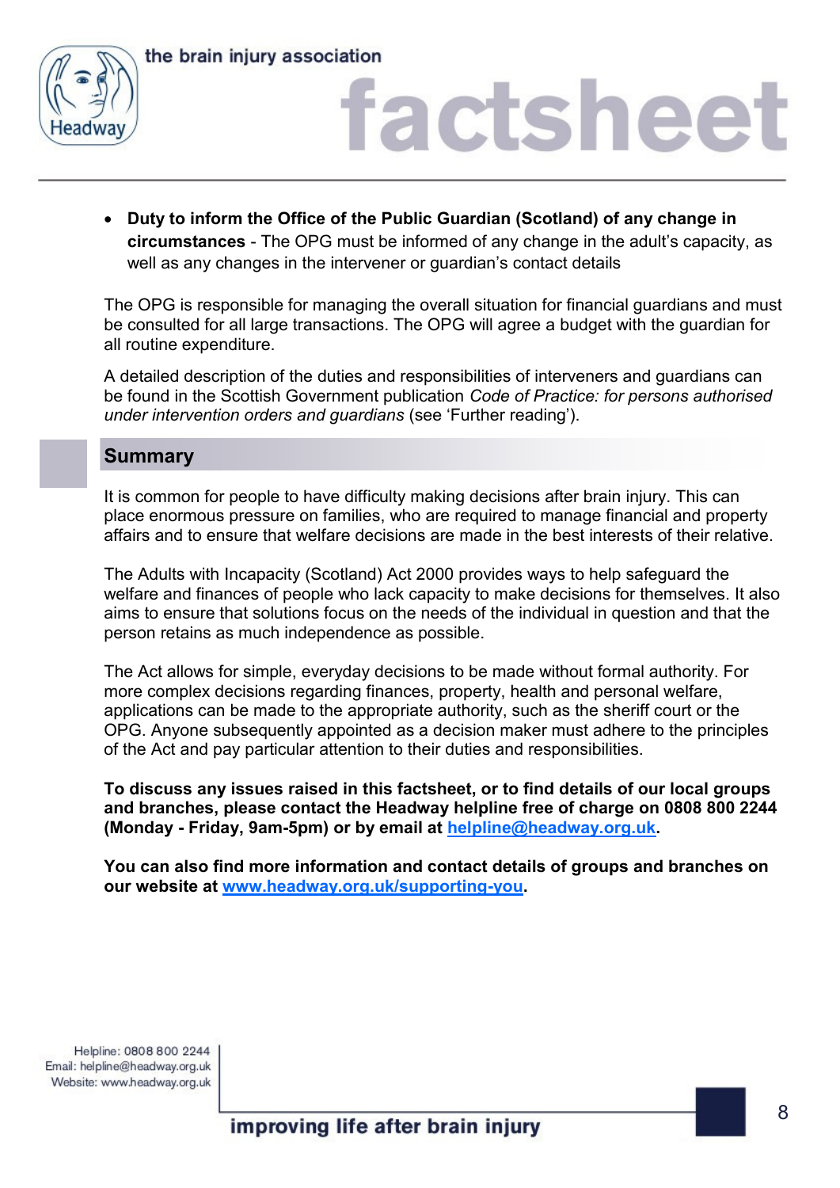- **Duty to inform the Office of the Public Guardian (Scotland) of any change in circumstances** - The OPG must be informed of any change in the adult's capacity, as well as any changes in the intervener or guardian's contact details

The OPG is responsible for managing the overall situation for financial guardians and must be consulted for all large transactions. The OPG will agree a budget with the guardian for all routine expenditure.

A detailed description of the duties and responsibilities of interveners and guardians can be found in the Scottish Government publication *Code of Practice: for persons authorised under intervention orders and guardians* (see 'Further reading').

## Summary

It is common for people to have difficulty making decisions after brain injury. This can place enormous pressure on families, who are required to manage financial and property affairs and to ensure that welfare decisions are made in the best interests of their relative.

The Adults with Incapacity (Scotland) Act 2000 provides ways to help safeguard the welfare and finances of people who lack capacity to make decisions for themselves. It also aims to ensure that solutions focus on the needs of the individual in question and that the person retains as much independence as possible.

The Act allows for simple, everyday decisions to be made without formal authority. For more complex decisions regarding finances, property, health and personal welfare, applications can be made to the appropriate authority, such as the sheriff court or the OPG. Anyone subsequently appointed as a decision maker must adhere to the principles of the Act and pay particular attention to their duties and responsibilities.

**To discuss any issues raised in this factsheet, or to find details of our local groups and branches, please contact the Headway helpline free of charge on 0808 800 2244 (Monday - Friday, 9am-5pm) or by email at helpline@headway.org.uk.**

**You can also find more information and contact details of groups and branches on our website at www.headway.org.uk/supporting-you.**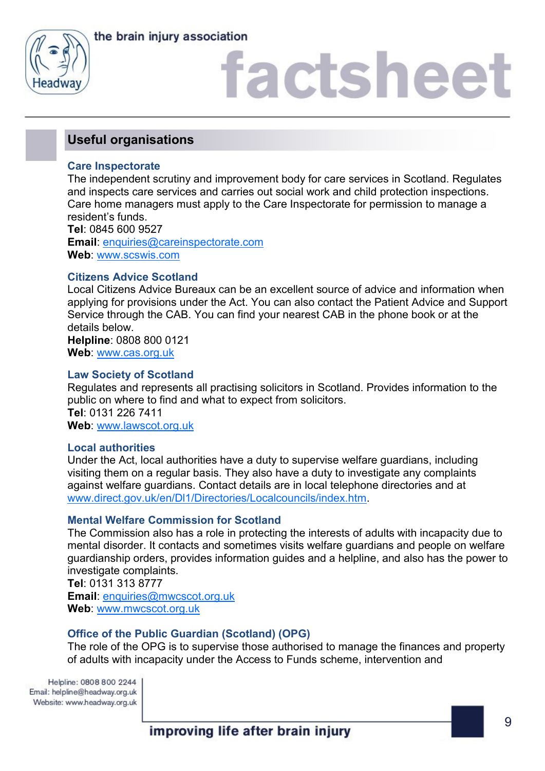## Useful organisations

### Care Inspectorate

The independent scrutiny and improvement body for care services in Scotland. Regulates and inspects care services and carries out social work and child protection inspections. Care home managers must apply to the Care Inspectorate for permission to manage a resident's funds.

**Tel**: 0845 600 9527
**Email**: enquiries@careinspectorate.com
**Web**: www.scswis.com

### Citizens Advice Scotland

Local Citizens Advice Bureaux can be an excellent source of advice and information when applying for provisions under the Act. You can also contact the Patient Advice and Support Service through the CAB. You can find your nearest CAB in the phone book or at the details below.

**Helpline**: 0808 800 0121
**Web**: www.cas.org.uk

### Law Society of Scotland

Regulates and represents all practising solicitors in Scotland. Provides information to the public on where to find and what to expect from solicitors.

**Tel**: 0131 226 7411
**Web**: www.lawscot.org.uk

### Local authorities

Under the Act, local authorities have a duty to supervise welfare guardians, including visiting them on a regular basis. They also have a duty to investigate any complaints against welfare guardians. Contact details are in local telephone directories and at www.direct.gov.uk/en/Dl1/Directories/Localcouncils/index.htm.

### Mental Welfare Commission for Scotland

The Commission also has a role in protecting the interests of adults with incapacity due to mental disorder. It contacts and sometimes visits welfare guardians and people on welfare guardianship orders, provides information guides and a helpline, and also has the power to investigate complaints.

**Tel**: 0131 313 8777
**Email**: enquiries@mwcscot.org.uk
**Web**: www.mwcscot.org.uk

### Office of the Public Guardian (Scotland) (OPG)

The role of the OPG is to supervise those authorised to manage the finances and property of adults with incapacity under the Access to Funds scheme, intervention and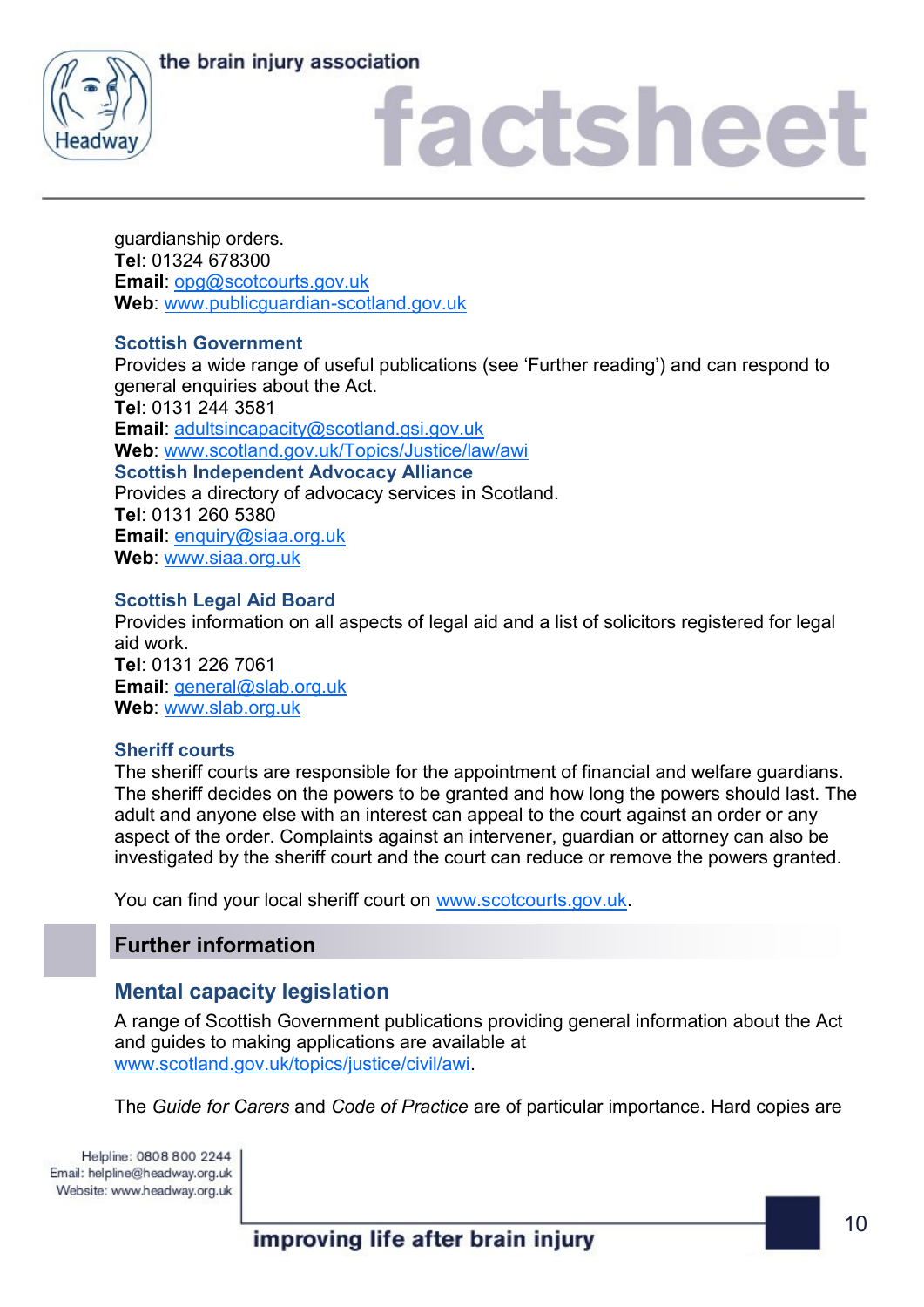guardianship orders.
**Tel**: 01324 678300
**Email**: opg@scotcourts.gov.uk
**Web**: www.publicguardian-scotland.gov.uk

### Scottish Government

Provides a wide range of useful publications (see 'Further reading') and can respond to general enquiries about the Act.
**Tel**: 0131 244 3581
**Email**: adultsincapacity@scotland.gsi.gov.uk
**Web**: www.scotland.gov.uk/Topics/Justice/law/awi

### Scottish Independent Advocacy Alliance

Provides a directory of advocacy services in Scotland.
**Tel**: 0131 260 5380
**Email**: enquiry@siaa.org.uk
**Web**: www.siaa.org.uk

### Scottish Legal Aid Board

Provides information on all aspects of legal aid and a list of solicitors registered for legal aid work.
**Tel**: 0131 226 7061
**Email**: general@slab.org.uk
**Web**: www.slab.org.uk

### Sheriff courts

The sheriff courts are responsible for the appointment of financial and welfare guardians. The sheriff decides on the powers to be granted and how long the powers should last. The adult and anyone else with an interest can appeal to the court against an order or any aspect of the order. Complaints against an intervener, guardian or attorney can also be investigated by the sheriff court and the court can reduce or remove the powers granted.

You can find your local sheriff court on www.scotcourts.gov.uk.

## Further information

### Mental capacity legislation

A range of Scottish Government publications providing general information about the Act and guides to making applications are available at www.scotland.gov.uk/topics/justice/civil/awi.

The *Guide for Carers* and *Code of Practice* are of particular importance. Hard copies are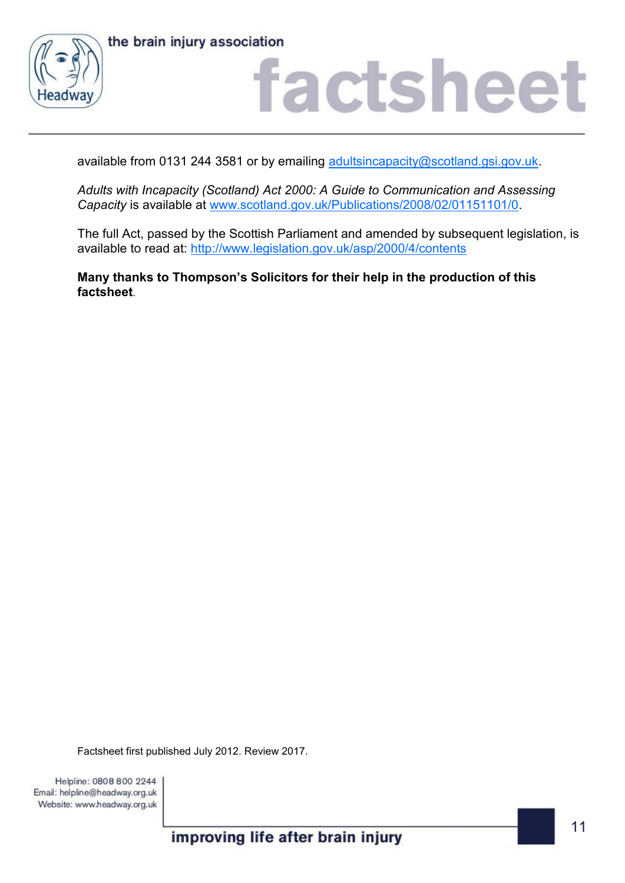available from 0131 244 3581 or by emailing adultsincapacity@scotland.gsi.gov.uk.

*Adults with Incapacity (Scotland) Act 2000: A Guide to Communication and Assessing Capacity* is available at www.scotland.gov.uk/Publications/2008/02/01151101/0.

The full Act, passed by the Scottish Parliament and amended by subsequent legislation, is available to read at: http://www.legislation.gov.uk/asp/2000/4/contents

**Many thanks to Thompson's Solicitors for their help in the production of this factsheet**.

Factsheet first published July 2012. Review 2017.